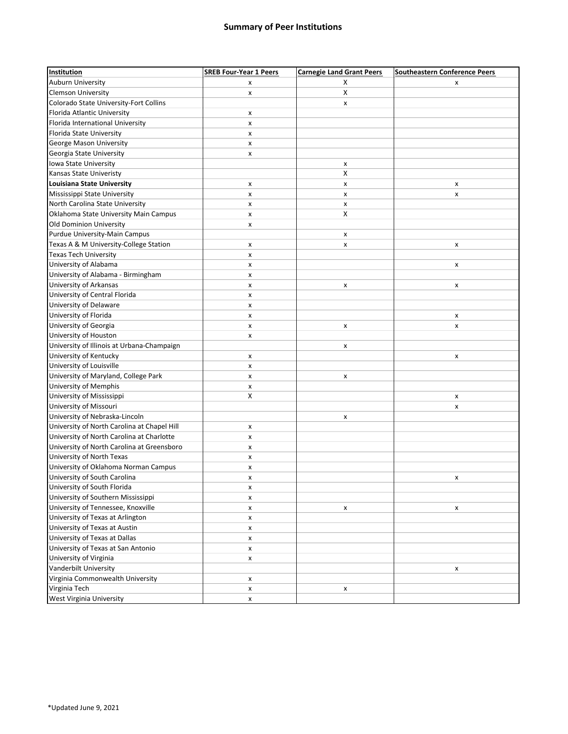# Summary of Peer Institutions

| Institution | SREB Four-Year 1 Peers | Carnegie Land Grant Peers | Southeastern Conference Peers |
|---|---|---|---|
| Auburn University | x | X | x |
| Clemson University | x | X | |
| Colorado State University-Fort Collins | | x | |
| Florida Atlantic University | x | | |
| Florida International University | x | | |
| Florida State University | x | | |
| George Mason University | x | | |
| Georgia State University | x | | |
| Iowa State University | | x | |
| Kansas State Univeristy | | X | |
| **Louisiana State University** | x | x | x |
| Mississippi State University | x | x | x |
| North Carolina State University | x | x | |
| Oklahoma State University Main Campus | x | X | |
| Old Dominion University | x | | |
| Purdue University-Main Campus | | x | |
| Texas A & M University-College Station | x | x | x |
| Texas Tech University | x | | |
| University of Alabama | x | | x |
| University of Alabama - Birmingham | x | | |
| University of Arkansas | x | x | x |
| University of Central Florida | x | | |
| University of Delaware | x | | |
| University of Florida | x | | x |
| University of Georgia | x | x | x |
| University of Houston | x | | |
| University of Illinois at Urbana-Champaign | | x | |
| University of Kentucky | x | | x |
| University of Louisville | x | | |
| University of Maryland, College Park | x | x | |
| University of Memphis | x | | |
| University of Mississippi | X | | x |
| University of Missouri | | | x |
| University of Nebraska-Lincoln | | x | |
| University of North Carolina at Chapel Hill | x | | |
| University of North Carolina at Charlotte | x | | |
| University of North Carolina at Greensboro | x | | |
| University of North Texas | x | | |
| University of Oklahoma Norman Campus | x | | |
| University of South Carolina | x | | x |
| University of South Florida | x | | |
| University of Southern Mississippi | x | | |
| University of Tennessee, Knoxville | x | x | x |
| University of Texas at Arlington | x | | |
| University of Texas at Austin | x | | |
| University of Texas at Dallas | x | | |
| University of Texas at San Antonio | x | | |
| University of Virginia | x | | |
| Vanderbilt University | | | x |
| Virginia Commonwealth University | x | | |
| Virginia Tech | x | x | |
| West Virginia University | x | | |

*Updated June 9, 2021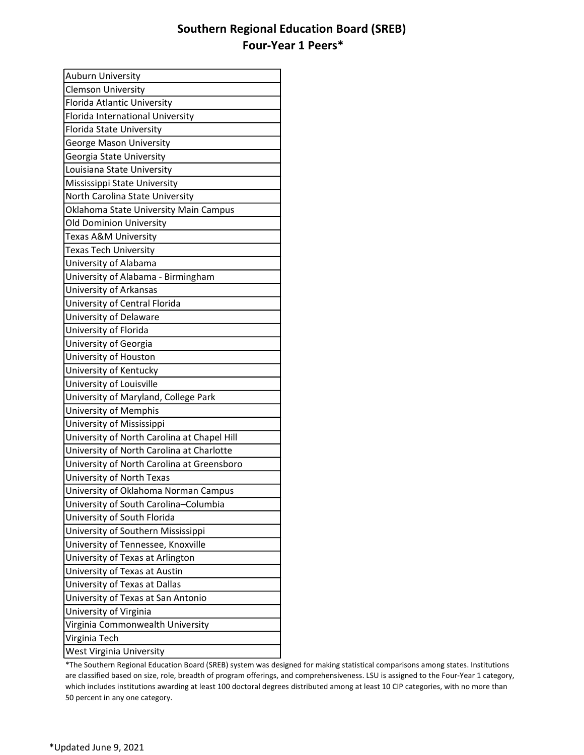# Southern Regional Education Board (SREB)
## Four-Year 1 Peers*

| |
|---|
| Auburn University |
| Clemson University |
| Florida Atlantic University |
| Florida International University |
| Florida State University |
| George Mason University |
| Georgia State University |
| Louisiana State University |
| Mississippi State University |
| North Carolina State University |
| Oklahoma State University Main Campus |
| Old Dominion University |
| Texas A&M University |
| Texas Tech University |
| University of Alabama |
| University of Alabama - Birmingham |
| University of Arkansas |
| University of Central Florida |
| University of Delaware |
| University of Florida |
| University of Georgia |
| University of Houston |
| University of Kentucky |
| University of Louisville |
| University of Maryland, College Park |
| University of Memphis |
| University of Mississippi |
| University of North Carolina at Chapel Hill |
| University of North Carolina at Charlotte |
| University of North Carolina at Greensboro |
| University of North Texas |
| University of Oklahoma Norman Campus |
| University of South Carolina–Columbia |
| University of South Florida |
| University of Southern Mississippi |
| University of Tennessee, Knoxville |
| University of Texas at Arlington |
| University of Texas at Austin |
| University of Texas at Dallas |
| University of Texas at San Antonio |
| University of Virginia |
| Virginia Commonwealth University |
| Virginia Tech |
| West Virginia University |

*The Southern Regional Education Board (SREB) system was designed for making statistical comparisons among states. Institutions are classified based on size, role, breadth of program offerings, and comprehensiveness. LSU is assigned to the Four-Year 1 category, which includes institutions awarding at least 100 doctoral degrees distributed among at least 10 CIP categories, with no more than 50 percent in any one category.

*Updated June 9, 2021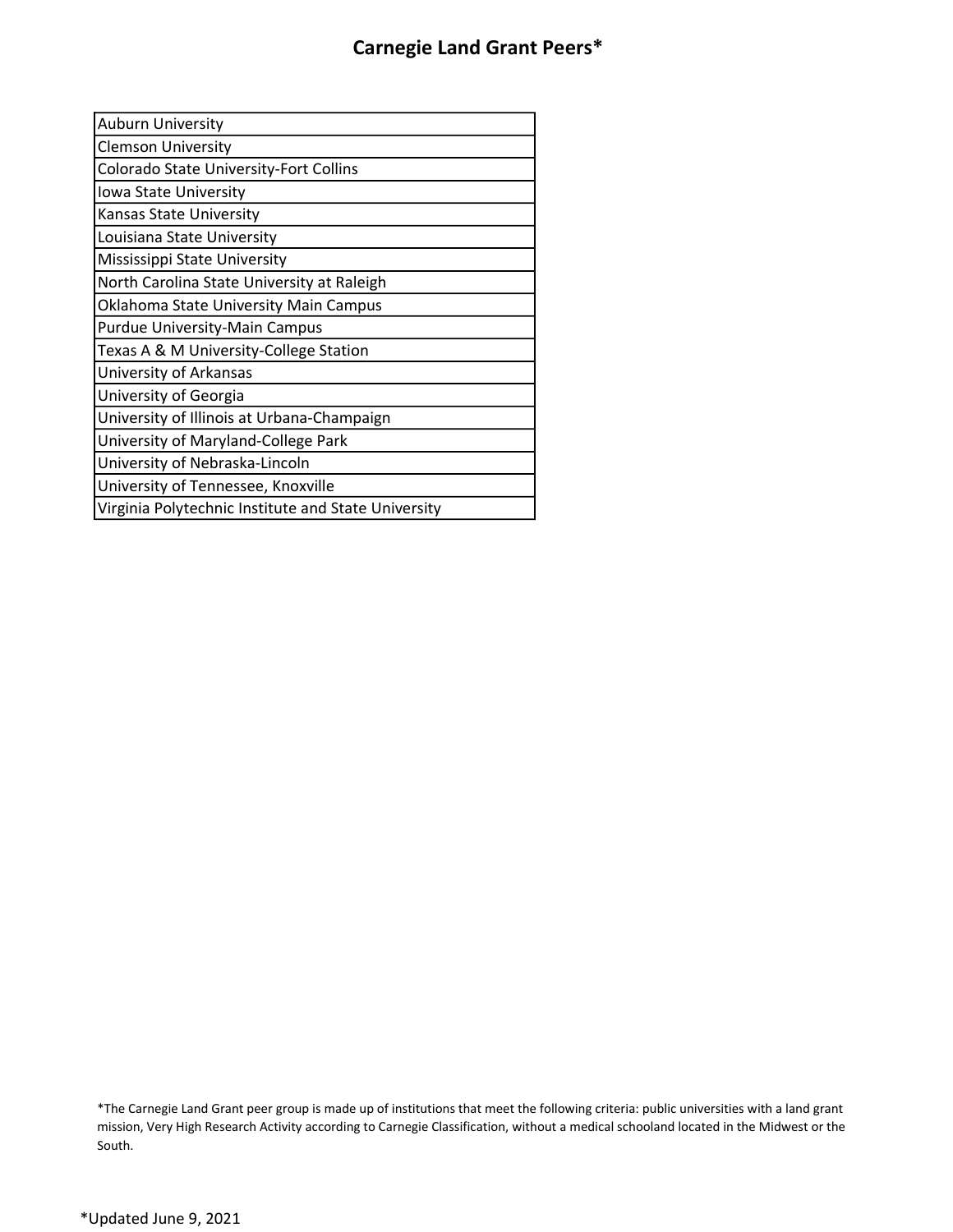# Carnegie Land Grant Peers*

| Auburn University |
|---|
| Clemson University |
| Colorado State University-Fort Collins |
| Iowa State University |
| Kansas State University |
| Louisiana State University |
| Mississippi State University |
| North Carolina State University at Raleigh |
| Oklahoma State University Main Campus |
| Purdue University-Main Campus |
| Texas A & M University-College Station |
| University of Arkansas |
| University of Georgia |
| University of Illinois at Urbana-Champaign |
| University of Maryland-College Park |
| University of Nebraska-Lincoln |
| University of Tennessee, Knoxville |
| Virginia Polytechnic Institute and State University |

*The Carnegie Land Grant peer group is made up of institutions that meet the following criteria: public universities with a land grant mission, Very High Research Activity according to Carnegie Classification, without a medical schooland located in the Midwest or the South.

*Updated June 9, 2021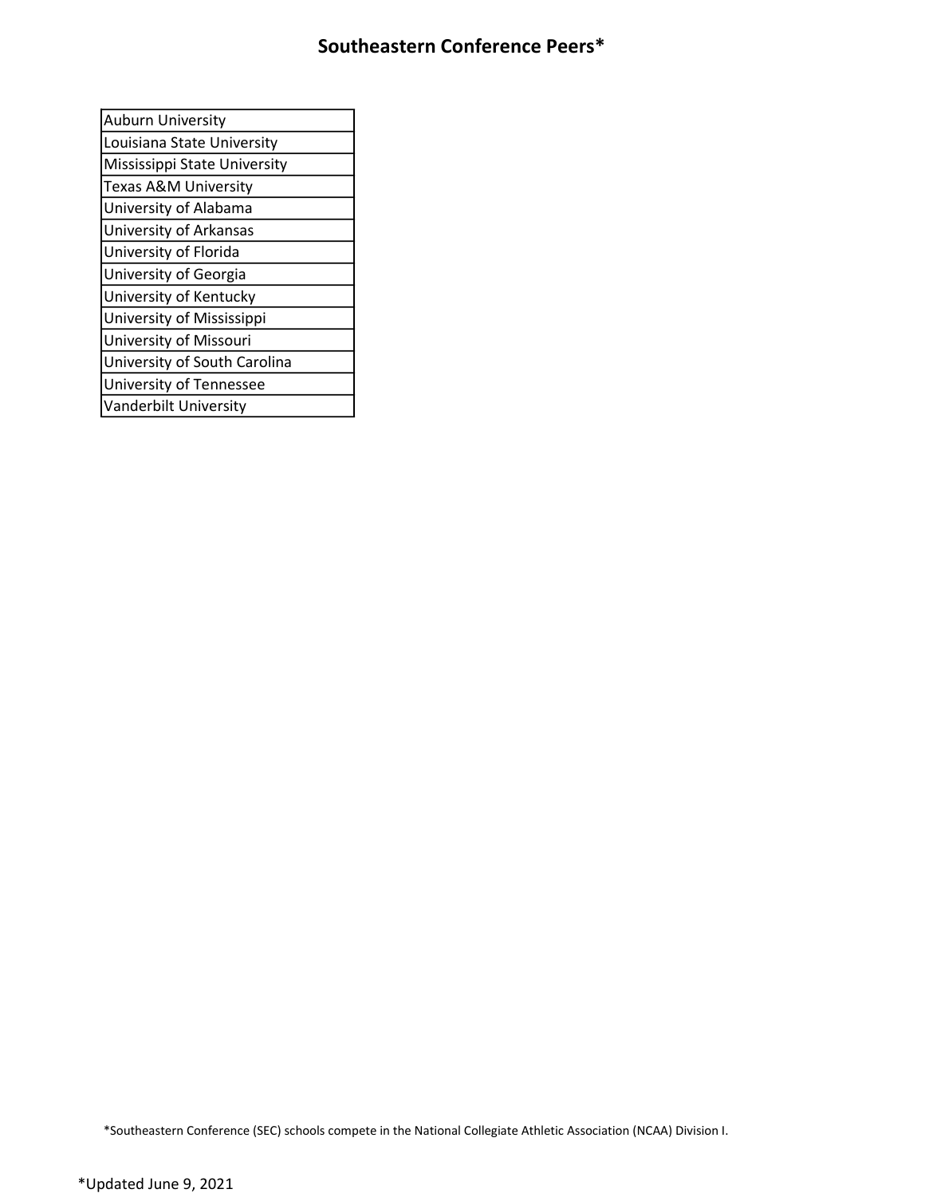# Southeastern Conference Peers*

| |
|---|
| Auburn University |
| Louisiana State University |
| Mississippi State University |
| Texas A&M University |
| University of Alabama |
| University of Arkansas |
| University of Florida |
| University of Georgia |
| University of Kentucky |
| University of Mississippi |
| University of Missouri |
| University of South Carolina |
| University of Tennessee |
| Vanderbilt University |

*Southeastern Conference (SEC) schools compete in the National Collegiate Athletic Association (NCAA) Division I.

*Updated June 9, 2021